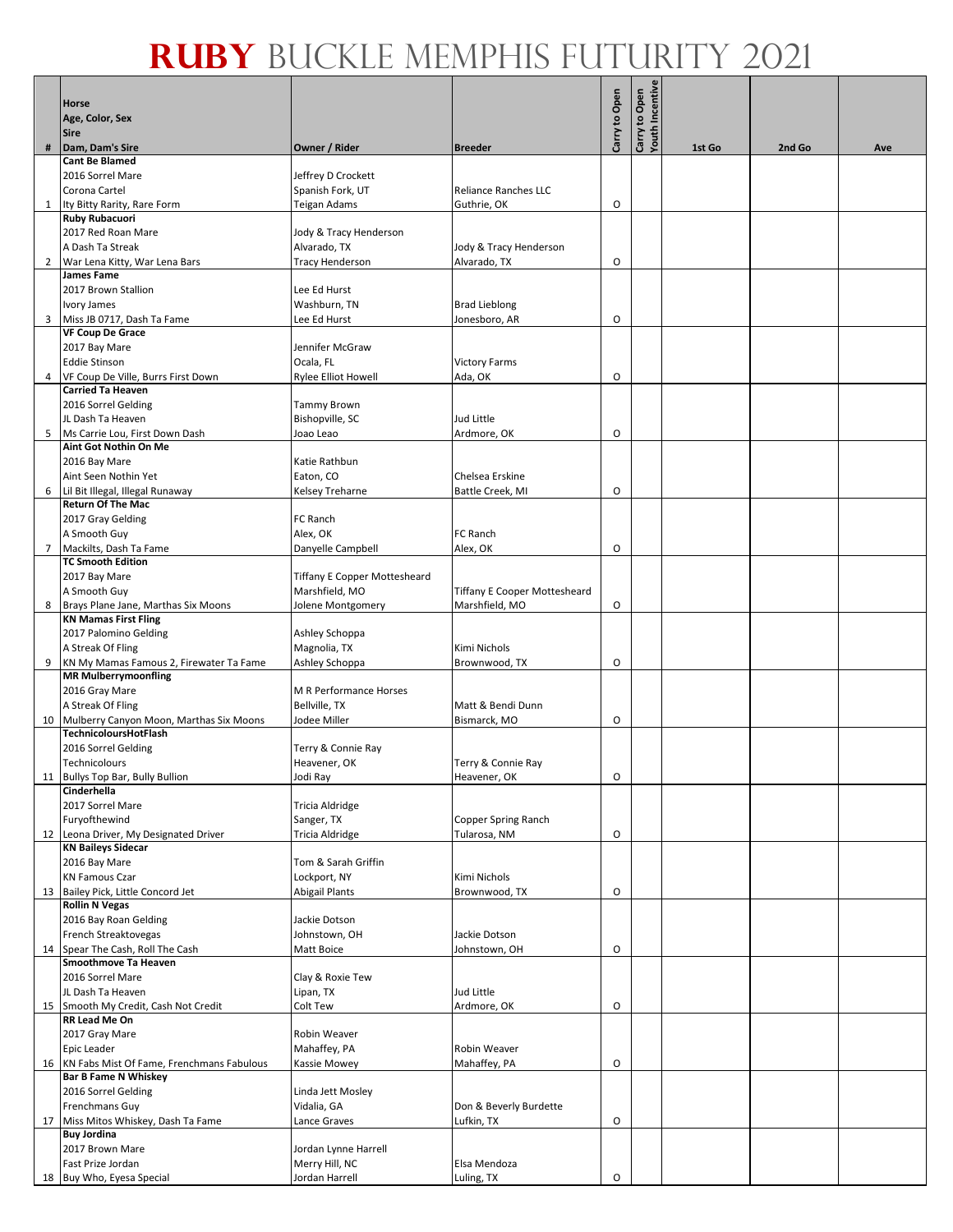# RUBY BUCKLE MEMPHIS FUTURITY 2021

| # | Horse<br>Age, Color, Sex<br>Sire<br>Dam, Dam's Sire | Owner / Rider | Breeder | Carry to Open | Carry to Open Youth Incentive | 1st Go | 2nd Go | Ave |
|---|---|---|---|---|---|---|---|---|
| 1 | **Cant Be Blamed**<br>2016 Sorrel Mare<br>Corona Cartel<br>Ity Bitty Rarity, Rare Form | Jeffrey D Crockett<br>Spanish Fork, UT<br>Teigan Adams | Reliance Ranches LLC<br>Guthrie, OK | O | | | | |
| 2 | **Ruby Rubacuori**<br>2017 Red Roan Mare<br>A Dash Ta Streak<br>War Lena Kitty, War Lena Bars | Jody & Tracy Henderson<br>Alvarado, TX<br>Tracy Henderson | Jody & Tracy Henderson<br>Alvarado, TX | O | | | | |
| 3 | **James Fame**<br>2017 Brown Stallion<br>Ivory James<br>Miss JB 0717, Dash Ta Fame | Lee Ed Hurst<br>Washburn, TN<br>Lee Ed Hurst | Brad Lieblong<br>Jonesboro, AR | O | | | | |
| 4 | **VF Coup De Grace**<br>2017 Bay Mare<br>Eddie Stinson<br>VF Coup De Ville, Burrs First Down | Jennifer McGraw<br>Ocala, FL<br>Rylee Elliot Howell | Victory Farms<br>Ada, OK | O | | | | |
| 5 | **Carried Ta Heaven**<br>2016 Sorrel Gelding<br>JL Dash Ta Heaven<br>Ms Carrie Lou, First Down Dash | Tammy Brown<br>Bishopville, SC<br>Joao Leao | Jud Little<br>Ardmore, OK | O | | | | |
| 6 | **Aint Got Nothin On Me**<br>2016 Bay Mare<br>Aint Seen Nothin Yet<br>Lil Bit Illegal, Illegal Runaway | Katie Rathbun<br>Eaton, CO<br>Kelsey Treharne | Chelsea Erskine<br>Battle Creek, MI | O | | | | |
| 7 | **Return Of The Mac**<br>2017 Gray Gelding<br>A Smooth Guy<br>Mackilts, Dash Ta Fame | FC Ranch<br>Alex, OK<br>Danyelle Campbell | FC Ranch<br>Alex, OK | O | | | | |
| 8 | **TC Smooth Edition**<br>2017 Bay Mare<br>A Smooth Guy<br>Brays Plane Jane, Marthas Six Moons | Tiffany E Copper Mottesheard<br>Marshfield, MO<br>Jolene Montgomery | Tiffany E Cooper Mottesheard<br>Marshfield, MO | O | | | | |
| 9 | **KN Mamas First Fling**<br>2017 Palomino Gelding<br>A Streak Of Fling<br>KN My Mamas Famous 2, Firewater Ta Fame | Ashley Schoppa<br>Magnolia, TX<br>Ashley Schoppa | Kimi Nichols<br>Brownwood, TX | O | | | | |
| 10 | **MR Mulberrymoonfling**<br>2016 Gray Mare<br>A Streak Of Fling<br>Mulberry Canyon Moon, Marthas Six Moons | M R Performance Horses<br>Bellville, TX<br>Jodee Miller | Matt & Bendi Dunn<br>Bismarck, MO | O | | | | |
| 11 | **TechnicoloursHotFlash**<br>2016 Sorrel Gelding<br>Technicolours<br>Bullys Top Bar, Bully Bullion | Terry & Connie Ray<br>Heavener, OK<br>Jodi Ray | Terry & Connie Ray<br>Heavener, OK | O | | | | |
| 12 | **Cinderhella**<br>2017 Sorrel Mare<br>Furyofthewind<br>Leona Driver, My Designated Driver | Tricia Aldridge<br>Sanger, TX<br>Tricia Aldridge | Copper Spring Ranch<br>Tularosa, NM | O | | | | |
| 13 | **KN Baileys Sidecar**<br>2016 Bay Mare<br>KN Famous Czar<br>Bailey Pick, Little Concord Jet | Tom & Sarah Griffin<br>Lockport, NY<br>Abigail Plants | Kimi Nichols<br>Brownwood, TX | O | | | | |
| 14 | **Rollin N Vegas**<br>2016 Bay Roan Gelding<br>French Streaktovegas<br>Spear The Cash, Roll The Cash | Jackie Dotson<br>Johnstown, OH<br>Matt Boice | Jackie Dotson<br>Johnstown, OH | O | | | | |
| 15 | **Smoothmove Ta Heaven**<br>2016 Sorrel Mare<br>JL Dash Ta Heaven<br>Smooth My Credit, Cash Not Credit | Clay & Roxie Tew<br>Lipan, TX<br>Colt Tew | Jud Little<br>Ardmore, OK | O | | | | |
| 16 | **RR Lead Me On**<br>2017 Gray Mare<br>Epic Leader<br>KN Fabs Mist Of Fame, Frenchmans Fabulous | Robin Weaver<br>Mahaffey, PA<br>Kassie Mowey | Robin Weaver<br>Mahaffey, PA | O | | | | |
| 17 | **Bar B Fame N Whiskey**<br>2016 Sorrel Gelding<br>Frenchmans Guy<br>Miss Mitos Whiskey, Dash Ta Fame | Linda Jett Mosley<br>Vidalia, GA<br>Lance Graves | Don & Beverly Burdette<br>Lufkin, TX | O | | | | |
| 18 | **Buy Jordina**<br>2017 Brown Mare<br>Fast Prize Jordan<br>Buy Who, Eyesa Special | Jordan Lynne Harrell<br>Merry Hill, NC<br>Jordan Harrell | Elsa Mendoza<br>Luling, TX | O | | | | |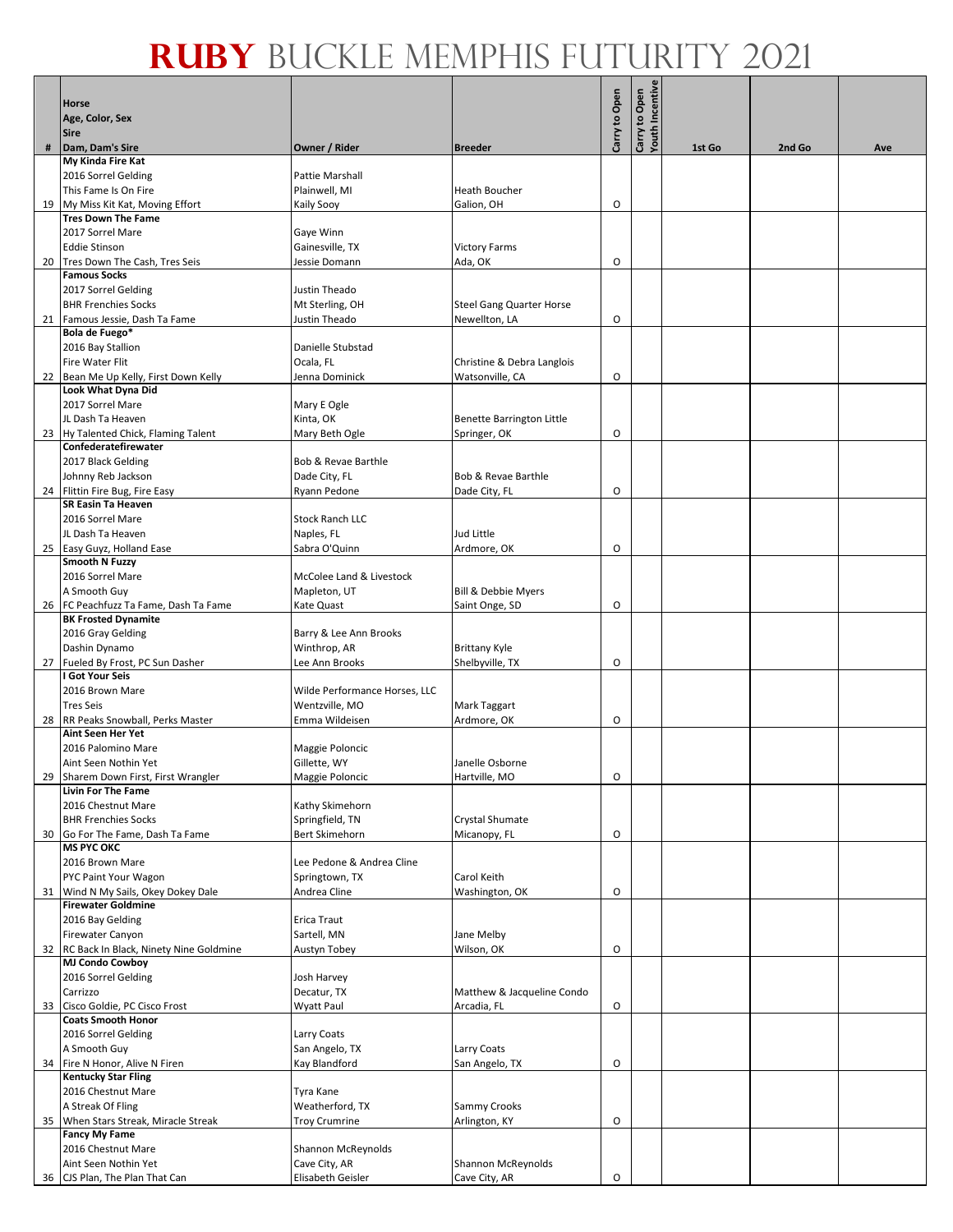# RUBY BUCKLE MEMPHIS FUTURITY 2021

| # | Horse<br>Age, Color, Sex<br>Sire<br>Dam, Dam's Sire | Owner / Rider | Breeder | Carry to Open | Carry to Open Youth Incentive | 1st Go | 2nd Go | Ave |
|---|---|---|---|---|---|---|---|---|
| 19 | **My Kinda Fire Kat**<br>2016 Sorrel Gelding<br>This Fame Is On Fire<br>My Miss Kit Kat, Moving Effort | Pattie Marshall<br>Plainwell, MI<br>Kaily Sooy | Heath Boucher<br>Galion, OH | O | | | | |
| 20 | **Tres Down The Fame**<br>2017 Sorrel Mare<br>Eddie Stinson<br>Tres Down The Cash, Tres Seis | Gaye Winn<br>Gainesville, TX<br>Jessie Domann | Victory Farms<br>Ada, OK | O | | | | |
| 21 | **Famous Socks**<br>2017 Sorrel Gelding<br>BHR Frenchies Socks<br>Famous Jessie, Dash Ta Fame | Justin Theado<br>Mt Sterling, OH<br>Justin Theado | Steel Gang Quarter Horse<br>Newellton, LA | O | | | | |
| 22 | **Bola de Fuego***<br>2016 Bay Stallion<br>Fire Water Flit<br>Bean Me Up Kelly, First Down Kelly | Danielle Stubstad<br>Ocala, FL<br>Jenna Dominick | Christine & Debra Langlois<br>Watsonville, CA | O | | | | |
| 23 | **Look What Dyna Did**<br>2017 Sorrel Mare<br>JL Dash Ta Heaven<br>Hy Talented Chick, Flaming Talent | Mary E Ogle<br>Kinta, OK<br>Mary Beth Ogle | Benette Barrington Little<br>Springer, OK | O | | | | |
| 24 | **Confederatefirewater**<br>2017 Black Gelding<br>Johnny Reb Jackson<br>Flittin Fire Bug, Fire Easy | Bob & Revae Barthle<br>Dade City, FL<br>Ryann Pedone | Bob & Revae Barthle<br>Dade City, FL | O | | | | |
| 25 | **SR Easin Ta Heaven**<br>2016 Sorrel Mare<br>JL Dash Ta Heaven<br>Easy Guyz, Holland Ease | Stock Ranch LLC<br>Naples, FL<br>Sabra O'Quinn | Jud Little<br>Ardmore, OK | O | | | | |
| 26 | **Smooth N Fuzzy**<br>2016 Sorrel Mare<br>A Smooth Guy<br>FC Peachfuzz Ta Fame, Dash Ta Fame | McColee Land & Livestock<br>Mapleton, UT<br>Kate Quast | Bill & Debbie Myers<br>Saint Onge, SD | O | | | | |
| 27 | **BK Frosted Dynamite**<br>2016 Gray Gelding<br>Dashin Dynamo<br>Fueled By Frost, PC Sun Dasher | Barry & Lee Ann Brooks<br>Winthrop, AR<br>Lee Ann Brooks | Brittany Kyle<br>Shelbyville, TX | O | | | | |
| 28 | **I Got Your Seis**<br>2016 Brown Mare<br>Tres Seis<br>RR Peaks Snowball, Perks Master | Wilde Performance Horses, LLC<br>Wentzville, MO<br>Emma Wildeisen | Mark Taggart<br>Ardmore, OK | O | | | | |
| 29 | **Aint Seen Her Yet**<br>2016 Palomino Mare<br>Aint Seen Nothin Yet<br>Sharem Down First, First Wrangler | Maggie Poloncic<br>Gillette, WY<br>Maggie Poloncic | Janelle Osborne<br>Hartville, MO | O | | | | |
| 30 | **Livin For The Fame**<br>2016 Chestnut Mare<br>BHR Frenchies Socks<br>Go For The Fame, Dash Ta Fame | Kathy Skimehorn<br>Springfield, TN<br>Bert Skimehorn | Crystal Shumate<br>Micanopy, FL | O | | | | |
| 31 | **MS PYC OKC**<br>2016 Brown Mare<br>PYC Paint Your Wagon<br>Wind N My Sails, Okey Dokey Dale | Lee Pedone & Andrea Cline<br>Springtown, TX<br>Andrea Cline | Carol Keith<br>Washington, OK | O | | | | |
| 32 | **Firewater Goldmine**<br>2016 Bay Gelding<br>Firewater Canyon<br>RC Back In Black, Ninety Nine Goldmine | Erica Traut<br>Sartell, MN<br>Austyn Tobey | Jane Melby<br>Wilson, OK | O | | | | |
| 33 | **MJ Condo Cowboy**<br>2016 Sorrel Gelding<br>Carrizzo<br>Cisco Goldie, PC Cisco Frost | Josh Harvey<br>Decatur, TX<br>Wyatt Paul | Matthew & Jacqueline Condo<br>Arcadia, FL | O | | | | |
| 34 | **Coats Smooth Honor**<br>2016 Sorrel Gelding<br>A Smooth Guy<br>Fire N Honor, Alive N Firen | Larry Coats<br>San Angelo, TX<br>Kay Blandford | Larry Coats<br>San Angelo, TX | O | | | | |
| 35 | **Kentucky Star Fling**<br>2016 Chestnut Mare<br>A Streak Of Fling<br>When Stars Streak, Miracle Streak | Tyra Kane<br>Weatherford, TX<br>Troy Crumrine | Sammy Crooks<br>Arlington, KY | O | | | | |
| 36 | **Fancy My Fame**<br>2016 Chestnut Mare<br>Aint Seen Nothin Yet<br>CJS Plan, The Plan That Can | Shannon McReynolds<br>Cave City, AR<br>Elisabeth Geisler | Shannon McReynolds<br>Cave City, AR | O | | | | |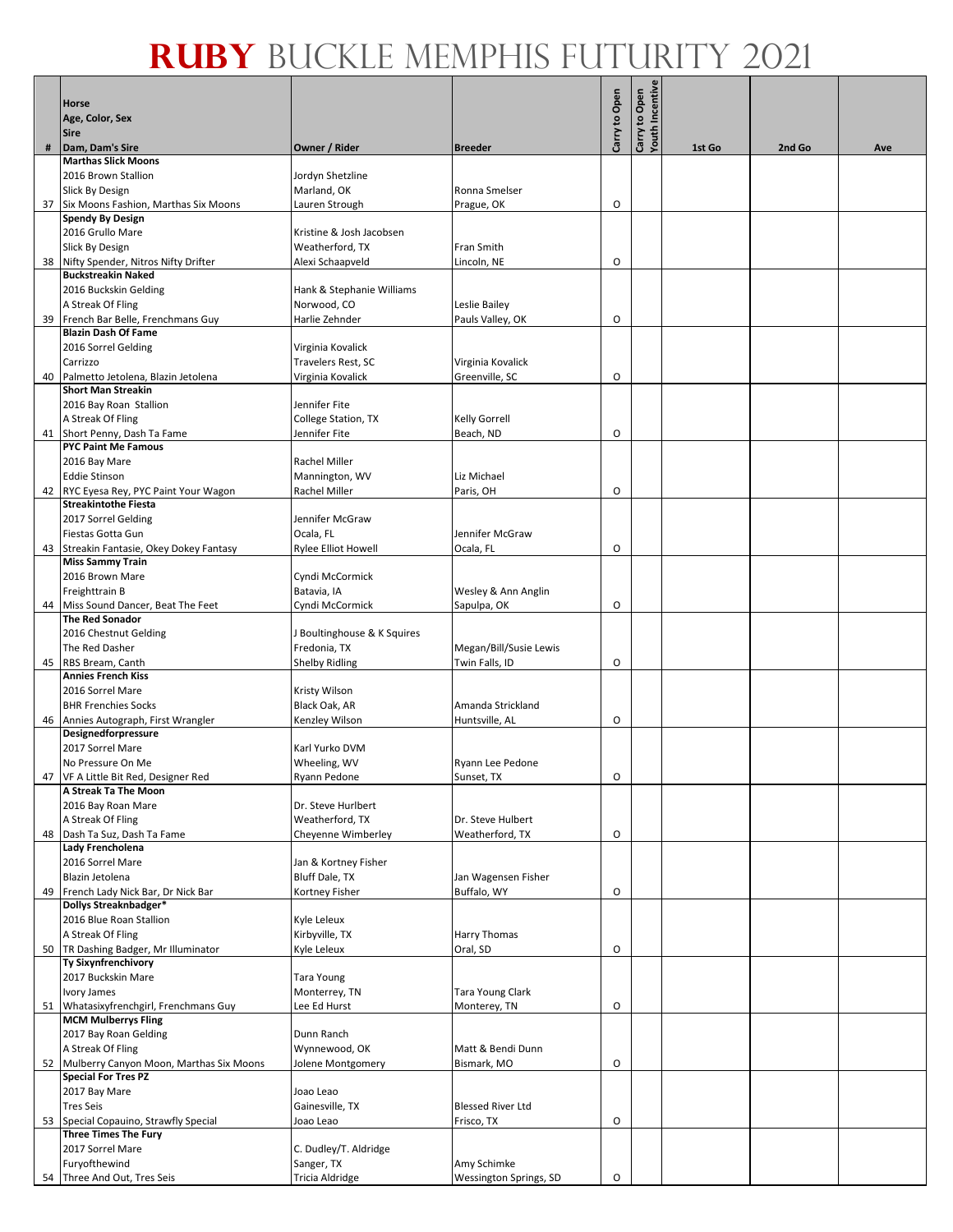# RUBY BUCKLE MEMPHIS FUTURITY 2021

| # | Horse<br>Age, Color, Sex<br>Sire<br>Dam, Dam's Sire | Owner / Rider | Breeder | Carry to Open | Carry to Open Youth Incentive | 1st Go | 2nd Go | Ave |
|---|---|---|---|---|---|---|---|---|
| 37 | **Marthas Slick Moons**<br>2016 Brown Stallion<br>Slick By Design<br>Six Moons Fashion, Marthas Six Moons | Jordyn Shetzline<br>Marland, OK<br>Lauren Strough | Ronna Smelser<br>Prague, OK | O | | | | |
| 38 | **Spendy By Design**<br>2016 Grullo Mare<br>Slick By Design<br>Nifty Spender, Nitros Nifty Drifter | Kristine & Josh Jacobsen<br>Weatherford, TX<br>Alexi Schaapveld | Fran Smith<br>Lincoln, NE | O | | | | |
| 39 | **Buckstreakin Naked**<br>2016 Buckskin Gelding<br>A Streak Of Fling<br>French Bar Belle, Frenchmans Guy | Hank & Stephanie Williams<br>Norwood, CO<br>Harlie Zehnder | Leslie Bailey<br>Pauls Valley, OK | O | | | | |
| 40 | **Blazin Dash Of Fame**<br>2016 Sorrel Gelding<br>Carrizzo<br>Palmetto Jetolena, Blazin Jetolena | Virginia Kovalick<br>Travelers Rest, SC<br>Virginia Kovalick | Virginia Kovalick<br>Greenville, SC | O | | | | |
| 41 | **Short Man Streakin**<br>2016 Bay Roan Stallion<br>A Streak Of Fling<br>Short Penny, Dash Ta Fame | Jennifer Fite<br>College Station, TX<br>Jennifer Fite | Kelly Gorrell<br>Beach, ND | O | | | | |
| 42 | **PYC Paint Me Famous**<br>2016 Bay Mare<br>Eddie Stinson<br>RYC Eyesa Rey, PYC Paint Your Wagon | Rachel Miller<br>Mannington, WV<br>Rachel Miller | Liz Michael<br>Paris, OH | O | | | | |
| 43 | **Streakintothe Fiesta**<br>2017 Sorrel Gelding<br>Fiestas Gotta Gun<br>Streakin Fantasie, Okey Dokey Fantasy | Jennifer McGraw<br>Ocala, FL<br>Rylee Elliot Howell | Jennifer McGraw<br>Ocala, FL | O | | | | |
| 44 | **Miss Sammy Train**<br>2016 Brown Mare<br>Freighttrain B<br>Miss Sound Dancer, Beat The Feet | Cyndi McCormick<br>Batavia, IA<br>Cyndi McCormick | Wesley & Ann Anglin<br>Sapulpa, OK | O | | | | |
| 45 | **The Red Sonador**<br>2016 Chestnut Gelding<br>The Red Dasher<br>RBS Bream, Canth | J Boultinghouse & K Squires<br>Fredonia, TX<br>Shelby Ridling | Megan/Bill/Susie Lewis<br>Twin Falls, ID | O | | | | |
| 46 | **Annies French Kiss**<br>2016 Sorrel Mare<br>BHR Frenchies Socks<br>Annies Autograph, First Wrangler | Kristy Wilson<br>Black Oak, AR<br>Kenzley Wilson | Amanda Strickland<br>Huntsville, AL | O | | | | |
| 47 | **Designedforpressure**<br>2017 Sorrel Mare<br>No Pressure On Me<br>VF A Little Bit Red, Designer Red | Karl Yurko DVM<br>Wheeling, WV<br>Ryann Pedone | Ryann Lee Pedone<br>Sunset, TX | O | | | | |
| 48 | **A Streak Ta The Moon**<br>2016 Bay Roan Mare<br>A Streak Of Fling<br>Dash Ta Suz, Dash Ta Fame | Dr. Steve Hurlbert<br>Weatherford, TX<br>Cheyenne Wimberley | Dr. Steve Hulbert<br>Weatherford, TX | O | | | | |
| 49 | **Lady Frencholena**<br>2016 Sorrel Mare<br>Blazin Jetolena<br>French Lady Nick Bar, Dr Nick Bar | Jan & Kortney Fisher<br>Bluff Dale, TX<br>Kortney Fisher | Jan Wagensen Fisher<br>Buffalo, WY | O | | | | |
| 50 | **Dollys Streaknbadger***<br>2016 Blue Roan Stallion<br>A Streak Of Fling<br>TR Dashing Badger, Mr Illuminator | Kyle Leleux<br>Kirbyville, TX<br>Kyle Leleux | Harry Thomas<br>Oral, SD | O | | | | |
| 51 | **Ty Sixynfrenchivory**<br>2017 Buckskin Mare<br>Ivory James<br>Whatasixyfrenchgirl, Frenchmans Guy | Tara Young<br>Monterrey, TN<br>Lee Ed Hurst | Tara Young Clark<br>Monterey, TN | O | | | | |
| 52 | **MCM Mulberrys Fling**<br>2017 Bay Roan Gelding<br>A Streak Of Fling<br>Mulberry Canyon Moon, Marthas Six Moons | Dunn Ranch<br>Wynnewood, OK<br>Jolene Montgomery | Matt & Bendi Dunn<br>Bismark, MO | O | | | | |
| 53 | **Special For Tres PZ**<br>2017 Bay Mare<br>Tres Seis<br>Special Copauino, Strawfly Special | Joao Leao<br>Gainesville, TX<br>Joao Leao | Blessed River Ltd<br>Frisco, TX | O | | | | |
| 54 | **Three Times The Fury**<br>2017 Sorrel Mare<br>Furyofthewind<br>Three And Out, Tres Seis | C. Dudley/T. Aldridge<br>Sanger, TX<br>Tricia Aldridge | Amy Schimke<br>Wessington Springs, SD | O | | | | |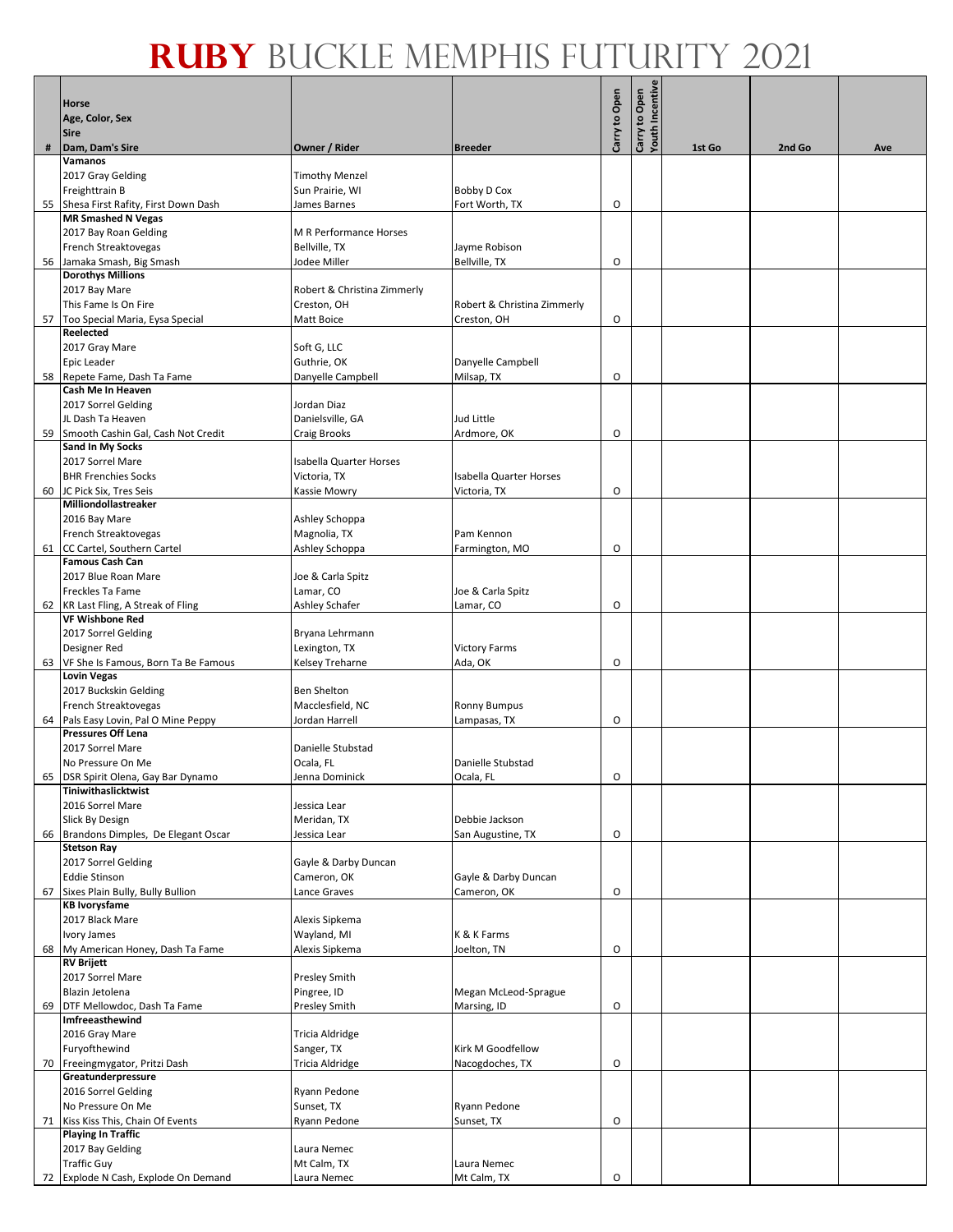# RUBY BUCKLE MEMPHIS FUTURITY 2021

| # | Horse<br>Age, Color, Sex<br>Sire<br>Dam, Dam's Sire | Owner / Rider | Breeder | Carry to Open | Carry to Open Youth Incentive | 1st Go | 2nd Go | Ave |
|---|---|---|---|---|---|---|---|---|
| 55 | **Vamanos**<br>2017 Gray Gelding<br>Freighttrain B<br>Shesa First Rafity, First Down Dash | Timothy Menzel<br>Sun Prairie, WI<br>James Barnes | Bobby D Cox<br>Fort Worth, TX | O | | | | |
| 56 | **MR Smashed N Vegas**<br>2017 Bay Roan Gelding<br>French Streaktovegas<br>Jamaka Smash, Big Smash | M R Performance Horses<br>Bellville, TX<br>Jodee Miller | Jayme Robison<br>Bellville, TX | O | | | | |
| 57 | **Dorothys Millions**<br>2017 Bay Mare<br>This Fame Is On Fire<br>Too Special Maria, Eysa Special | Robert & Christina Zimmerly<br>Creston, OH<br>Matt Boice | Robert & Christina Zimmerly<br>Creston, OH | O | | | | |
| 58 | **Reelected**<br>2017 Gray Mare<br>Epic Leader<br>Repete Fame, Dash Ta Fame | Soft G, LLC<br>Guthrie, OK<br>Danyelle Campbell | Danyelle Campbell<br>Milsap, TX | O | | | | |
| 59 | **Cash Me In Heaven**<br>2017 Sorrel Gelding<br>JL Dash Ta Heaven<br>Smooth Cashin Gal, Cash Not Credit | Jordan Diaz<br>Danielsville, GA<br>Craig Brooks | Jud Little<br>Ardmore, OK | O | | | | |
| 60 | **Sand In My Socks**<br>2017 Sorrel Mare<br>BHR Frenchies Socks<br>JC Pick Six, Tres Seis | Isabella Quarter Horses<br>Victoria, TX<br>Kassie Mowry | Isabella Quarter Horses<br>Victoria, TX | O | | | | |
| 61 | **Milliondollastreaker**<br>2016 Bay Mare<br>French Streaktovegas<br>CC Cartel, Southern Cartel | Ashley Schoppa<br>Magnolia, TX<br>Ashley Schoppa | Pam Kennon<br>Farmington, MO | O | | | | |
| 62 | **Famous Cash Can**<br>2017 Blue Roan Mare<br>Freckles Ta Fame<br>KR Last Fling, A Streak of Fling | Joe & Carla Spitz<br>Lamar, CO<br>Ashley Schafer | Joe & Carla Spitz<br>Lamar, CO | O | | | | |
| 63 | **VF Wishbone Red**<br>2017 Sorrel Gelding<br>Designer Red<br>VF She Is Famous, Born Ta Be Famous | Bryana Lehrmann<br>Lexington, TX<br>Kelsey Treharne | Victory Farms<br>Ada, OK | O | | | | |
| 64 | **Lovin Vegas**<br>2017 Buckskin Gelding<br>French Streaktovegas<br>Pals Easy Lovin, Pal O Mine Peppy | Ben Shelton<br>Macclesfield, NC<br>Jordan Harrell | Ronny Bumpus<br>Lampasas, TX | O | | | | |
| 65 | **Pressures Off Lena**<br>2017 Sorrel Mare<br>No Pressure On Me<br>DSR Spirit Olena, Gay Bar Dynamo | Danielle Stubstad<br>Ocala, FL<br>Jenna Dominick | Danielle Stubstad<br>Ocala, FL | O | | | | |
| 66 | **Tiniwithaslicktwist**<br>2016 Sorrel Mare<br>Slick By Design<br>Brandons Dimples, De Elegant Oscar | Jessica Lear<br>Meridan, TX<br>Jessica Lear | Debbie Jackson<br>San Augustine, TX | O | | | | |
| 67 | **Stetson Ray**<br>2017 Sorrel Gelding<br>Eddie Stinson<br>Sixes Plain Bully, Bully Bullion | Gayle & Darby Duncan<br>Cameron, OK<br>Lance Graves | Gayle & Darby Duncan<br>Cameron, OK | O | | | | |
| 68 | **KB Ivorysfame**<br>2017 Black Mare<br>Ivory James<br>My American Honey, Dash Ta Fame | Alexis Sipkema<br>Wayland, MI<br>Alexis Sipkema | K & K Farms<br>Joelton, TN | O | | | | |
| 69 | **RV Brijett**<br>2017 Sorrel Mare<br>Blazin Jetolena<br>DTF Mellowdoc, Dash Ta Fame | Presley Smith<br>Pingree, ID<br>Presley Smith | Megan McLeod-Sprague<br>Marsing, ID | O | | | | |
| 70 | **Imfreeasthewind**<br>2016 Gray Mare<br>Furyofthewind<br>Freeingmygator, Pritzi Dash | Tricia Aldridge<br>Sanger, TX<br>Tricia Aldridge | Kirk M Goodfellow<br>Nacogdoches, TX | O | | | | |
| 71 | **Greatunderpressure**<br>2016 Sorrel Gelding<br>No Pressure On Me<br>Kiss Kiss This, Chain Of Events | Ryann Pedone<br>Sunset, TX<br>Ryann Pedone | Ryann Pedone<br>Sunset, TX | O | | | | |
| 72 | **Playing In Traffic**<br>2017 Bay Gelding<br>Traffic Guy<br>Explode N Cash, Explode On Demand | Laura Nemec<br>Mt Calm, TX<br>Laura Nemec | Laura Nemec<br>Mt Calm, TX | O | | | | |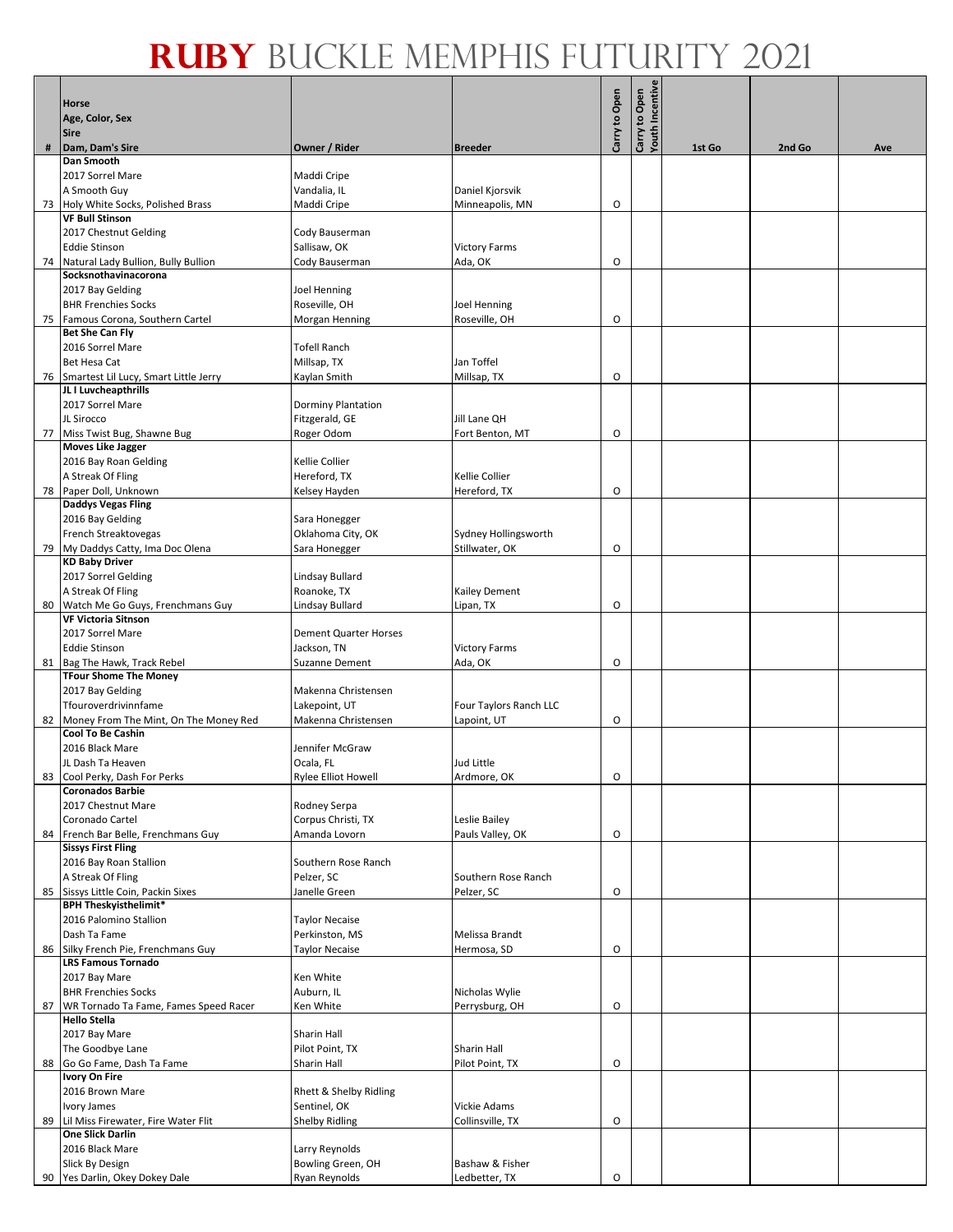# RUBY BUCKLE MEMPHIS FUTURITY 2021

| # | Horse<br>Age, Color, Sex<br>Sire<br>Dam, Dam's Sire | Owner / Rider | Breeder | Carry to Open | Carry to Open Youth Incentive | 1st Go | 2nd Go | Ave |
|---|---|---|---|---|---|---|---|---|
| 73 | **Dan Smooth**<br>2017 Sorrel Mare<br>A Smooth Guy<br>Holy White Socks, Polished Brass | Maddi Cripe<br>Vandalia, IL<br>Maddi Cripe | Daniel Kjorsvik<br>Minneapolis, MN | O | | | | |
| 74 | **VF Bull Stinson**<br>2017 Chestnut Gelding<br>Eddie Stinson<br>Natural Lady Bullion, Bully Bullion | Cody Bauserman<br>Sallisaw, OK<br>Cody Bauserman | Victory Farms<br>Ada, OK | O | | | | |
| 75 | **Socksnothavinacorona**<br>2017 Bay Gelding<br>BHR Frenchies Socks<br>Famous Corona, Southern Cartel | Joel Henning<br>Roseville, OH<br>Morgan Henning | Joel Henning<br>Roseville, OH | O | | | | |
| 76 | **Bet She Can Fly**<br>2016 Sorrel Mare<br>Bet Hesa Cat<br>Smartest Lil Lucy, Smart Little Jerry | Tofell Ranch<br>Millsap, TX<br>Kaylan Smith | Jan Toffel<br>Millsap, TX | O | | | | |
| 77 | **JL I Luvcheapthrills**<br>2017 Sorrel Mare<br>JL Sirocco<br>Miss Twist Bug, Shawne Bug | Dorminy Plantation<br>Fitzgerald, GE<br>Roger Odom | Jill Lane QH<br>Fort Benton, MT | O | | | | |
| 78 | **Moves Like Jagger**<br>2016 Bay Roan Gelding<br>A Streak Of Fling<br>Paper Doll, Unknown | Kellie Collier<br>Hereford, TX<br>Kelsey Hayden | Kellie Collier<br>Hereford, TX | O | | | | |
| 79 | **Daddys Vegas Fling**<br>2016 Bay Gelding<br>French Streaktovegas<br>My Daddys Catty, Ima Doc Olena | Sara Honegger<br>Oklahoma City, OK<br>Sara Honegger | Sydney Hollingsworth<br>Stillwater, OK | O | | | | |
| 80 | **KD Baby Driver**<br>2017 Sorrel Gelding<br>A Streak Of Fling<br>Watch Me Go Guys, Frenchmans Guy | Lindsay Bullard<br>Roanoke, TX<br>Lindsay Bullard | Kailey Dement<br>Lipan, TX | O | | | | |
| 81 | **VF Victoria Sitnson**<br>2017 Sorrel Mare<br>Eddie Stinson<br>Bag The Hawk, Track Rebel | Dement Quarter Horses<br>Jackson, TN<br>Suzanne Dement | Victory Farms<br>Ada, OK | O | | | | |
| 82 | **TFour Shome The Money**<br>2017 Bay Gelding<br>Tfouroverdrivinnfame<br>Money From The Mint, On The Money Red | Makenna Christensen<br>Lakepoint, UT<br>Makenna Christensen | Four Taylors Ranch LLC<br>Lapoint, UT | O | | | | |
| 83 | **Cool To Be Cashin**<br>2016 Black Mare<br>JL Dash Ta Heaven<br>Cool Perky, Dash For Perks | Jennifer McGraw<br>Ocala, FL<br>Rylee Elliot Howell | Jud Little<br>Ardmore, OK | O | | | | |
| 84 | **Coronados Barbie**<br>2017 Chestnut Mare<br>Coronado Cartel<br>French Bar Belle, Frenchmans Guy | Rodney Serpa<br>Corpus Christi, TX<br>Amanda Lovorn | Leslie Bailey<br>Pauls Valley, OK | O | | | | |
| 85 | **Sissys First Fling**<br>2016 Bay Roan Stallion<br>A Streak Of Fling<br>Sissys Little Coin, Packin Sixes | Southern Rose Ranch<br>Pelzer, SC<br>Janelle Green | Southern Rose Ranch<br>Pelzer, SC | O | | | | |
| 86 | **BPH Theskyisthelimit***<br>2016 Palomino Stallion<br>Dash Ta Fame<br>Silky French Pie, Frenchmans Guy | Taylor Necaise<br>Perkinston, MS<br>Taylor Necaise | Melissa Brandt<br>Hermosa, SD | O | | | | |
| 87 | **LRS Famous Tornado**<br>2017 Bay Mare<br>BHR Frenchies Socks<br>WR Tornado Ta Fame, Fames Speed Racer | Ken White<br>Auburn, IL<br>Ken White | Nicholas Wylie<br>Perrysburg, OH | O | | | | |
| 88 | **Hello Stella**<br>2017 Bay Mare<br>The Goodbye Lane<br>Go Go Fame, Dash Ta Fame | Sharin Hall<br>Pilot Point, TX<br>Sharin Hall | Sharin Hall<br>Pilot Point, TX | O | | | | |
| 89 | **Ivory On Fire**<br>2016 Brown Mare<br>Ivory James<br>Lil Miss Firewater, Fire Water Flit | Rhett & Shelby Ridling<br>Sentinel, OK<br>Shelby Ridling | Vickie Adams<br>Collinsville, TX | O | | | | |
| 90 | **One Slick Darlin**<br>2016 Black Mare<br>Slick By Design<br>Yes Darlin, Okey Dokey Dale | Larry Reynolds<br>Bowling Green, OH<br>Ryan Reynolds | Bashaw & Fisher<br>Ledbetter, TX | O | | | | |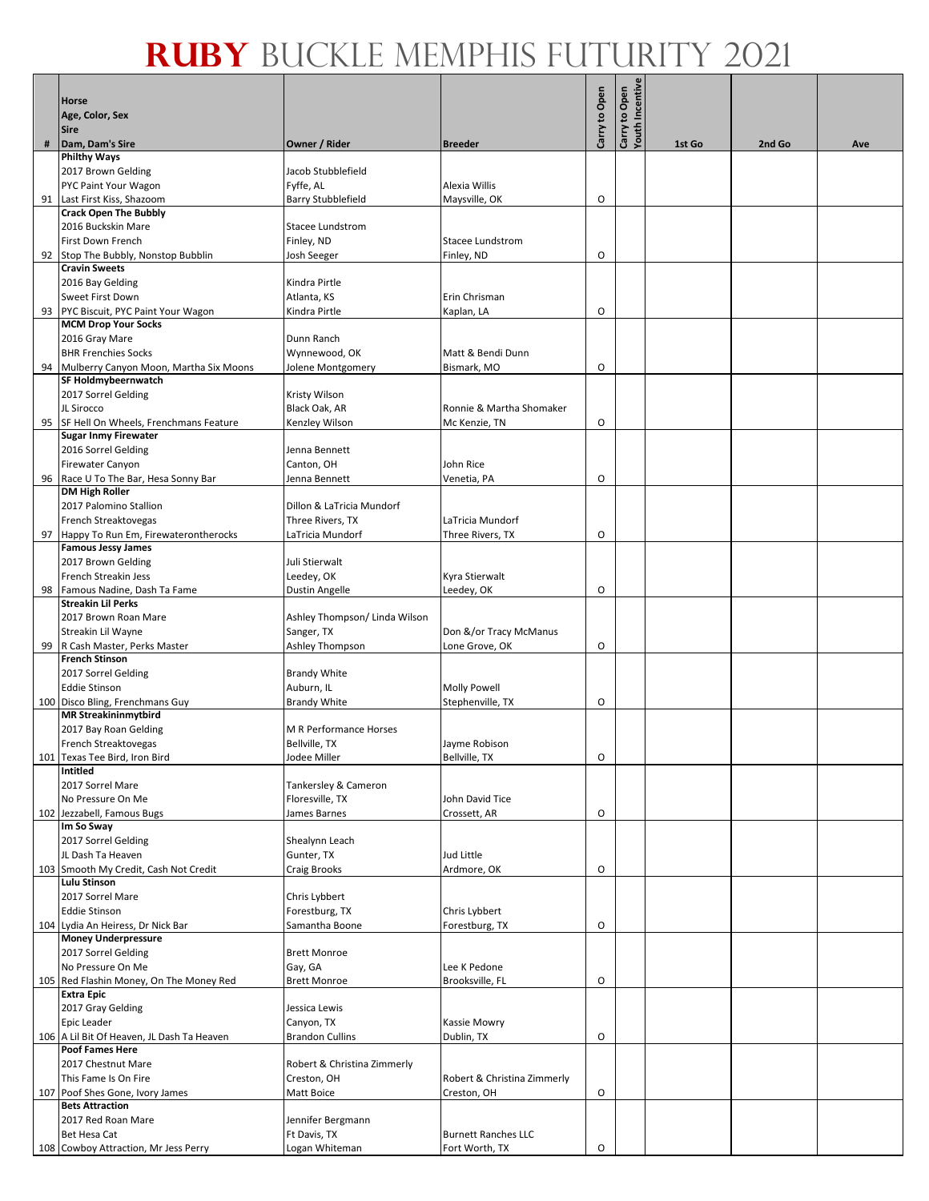# RUBY BUCKLE MEMPHIS FUTURITY 2021

| # | Horse<br>Age, Color, Sex<br>Sire<br>Dam, Dam's Sire | Owner / Rider | Breeder | Carry to Open | Carry to Open Youth Incentive | 1st Go | 2nd Go | Ave |
|---|---|---|---|---|---|---|---|---|
| 91 | **Philthy Ways**<br>2017 Brown Gelding<br>PYC Paint Your Wagon<br>Last First Kiss, Shazoom | Jacob Stubblefield<br>Fyffe, AL<br>Barry Stubblefield | Alexia Willis<br>Maysville, OK | O | | | | |
| 92 | **Crack Open The Bubbly**<br>2016 Buckskin Mare<br>First Down French<br>Stop The Bubbly, Nonstop Bubblin | Stacee Lundstrom<br>Finley, ND<br>Josh Seeger | Stacee Lundstrom<br>Finley, ND | O | | | | |
| 93 | **Cravin Sweets**<br>2016 Bay Gelding<br>Sweet First Down<br>PYC Biscuit, PYC Paint Your Wagon | Kindra Pirtle<br>Atlanta, KS<br>Kindra Pirtle | Erin Chrisman<br>Kaplan, LA | O | | | | |
| 94 | **MCM Drop Your Socks**<br>2016 Gray Mare<br>BHR Frenchies Socks<br>Mulberry Canyon Moon, Martha Six Moons | Dunn Ranch<br>Wynnewood, OK<br>Jolene Montgomery | Matt & Bendi Dunn<br>Bismark, MO | O | | | | |
| 95 | **SF Holdmybeernwatch**<br>2017 Sorrel Gelding<br>JL Sirocco<br>SF Hell On Wheels, Frenchmans Feature | Kristy Wilson<br>Black Oak, AR<br>Kenzley Wilson | Ronnie & Martha Shomaker<br>Mc Kenzie, TN | O | | | | |
| 96 | **Sugar Inmy Firewater**<br>2016 Sorrel Gelding<br>Firewater Canyon<br>Race U To The Bar, Hesa Sonny Bar | Jenna Bennett<br>Canton, OH<br>Jenna Bennett | John Rice<br>Venetia, PA | O | | | | |
| 97 | **DM High Roller**<br>2017 Palomino Stallion<br>French Streaktovegas<br>Happy To Run Em, Firewaterontherocks | Dillon & LaTricia Mundorf<br>Three Rivers, TX<br>LaTricia Mundorf | LaTricia Mundorf<br>Three Rivers, TX | O | | | | |
| 98 | **Famous Jessy James**<br>2017 Brown Gelding<br>French Streakin Jess<br>Famous Nadine, Dash Ta Fame | Juli Stierwalt<br>Leedey, OK<br>Dustin Angelle | Kyra Stierwalt<br>Leedey, OK | O | | | | |
| 99 | **Streakin Lil Perks**<br>2017 Brown Roan Mare<br>Streakin Lil Wayne<br>R Cash Master, Perks Master | Ashley Thompson/ Linda Wilson<br>Sanger, TX<br>Ashley Thompson | Don &/or Tracy McManus<br>Lone Grove, OK | O | | | | |
| 100 | **French Stinson**<br>2017 Sorrel Gelding<br>Eddie Stinson<br>Disco Bling, Frenchmans Guy | Brandy White<br>Auburn, IL<br>Brandy White | Molly Powell<br>Stephenville, TX | O | | | | |
| 101 | **MR Streakininmytbird**<br>2017 Bay Roan Gelding<br>French Streaktovegas<br>Texas Tee Bird, Iron Bird | M R Performance Horses<br>Bellville, TX<br>Jodee Miller | Jayme Robison<br>Bellville, TX | O | | | | |
| 102 | **Intitled**<br>2017 Sorrel Mare<br>No Pressure On Me<br>Jezzabell, Famous Bugs | Tankersley & Cameron<br>Floresville, TX<br>James Barnes | John David Tice<br>Crossett, AR | O | | | | |
| 103 | **Im So Sway**<br>2017 Sorrel Gelding<br>JL Dash Ta Heaven<br>Smooth My Credit, Cash Not Credit | Shealynn Leach<br>Gunter, TX<br>Craig Brooks | Jud Little<br>Ardmore, OK | O | | | | |
| 104 | **Lulu Stinson**<br>2017 Sorrel Mare<br>Eddie Stinson<br>Lydia An Heiress, Dr Nick Bar | Chris Lybbert<br>Forestburg, TX<br>Samantha Boone | Chris Lybbert<br>Forestburg, TX | O | | | | |
| 105 | **Money Underpressure**<br>2017 Sorrel Gelding<br>No Pressure On Me<br>Red Flashin Money, On The Money Red | Brett Monroe<br>Gay, GA<br>Brett Monroe | Lee K Pedone<br>Brooksville, FL | O | | | | |
| 106 | **Extra Epic**<br>2017 Gray Gelding<br>Epic Leader<br>A Lil Bit Of Heaven, JL Dash Ta Heaven | Jessica Lewis<br>Canyon, TX<br>Brandon Cullins | Kassie Mowry<br>Dublin, TX | O | | | | |
| 107 | **Poof Fames Here**<br>2017 Chestnut Mare<br>This Fame Is On Fire<br>Poof Shes Gone, Ivory James | Robert & Christina Zimmerly<br>Creston, OH<br>Matt Boice | Robert & Christina Zimmerly<br>Creston, OH | O | | | | |
| 108 | **Bets Attraction**<br>2017 Red Roan Mare<br>Bet Hesa Cat<br>Cowboy Attraction, Mr Jess Perry | Jennifer Bergmann<br>Ft Davis, TX<br>Logan Whiteman | Burnett Ranches LLC<br>Fort Worth, TX | O | | | | |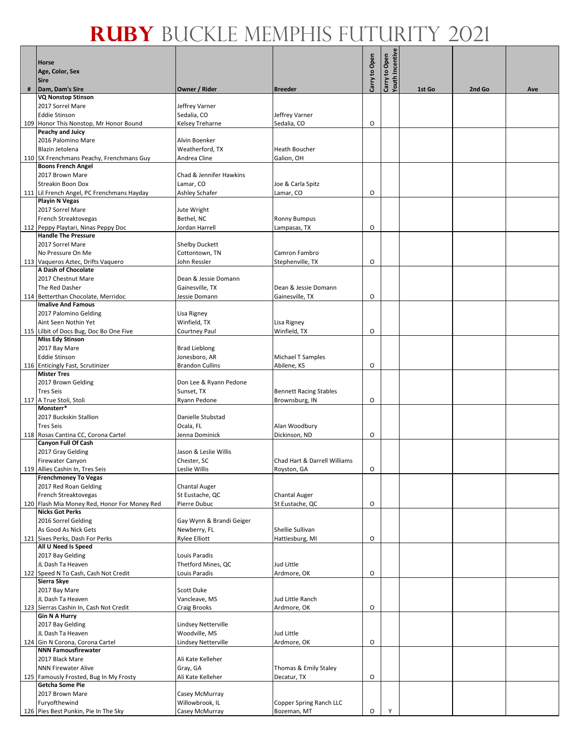# RUBY BUCKLE MEMPHIS FUTURITY 2021

| # | Horse<br>Age, Color, Sex<br>Sire<br>Dam, Dam's Sire | Owner / Rider | Breeder | Carry to Open | Carry to Open Youth Incentive | 1st Go | 2nd Go | Ave |
|---|---|---|---|---|---|---|---|---|
| 109 | **VQ Nonstop Stinson**<br>2017 Sorrel Mare<br>Eddie Stinson<br>Honor This Nonstop, Mr Honor Bound | Jeffrey Varner<br>Sedalia, CO<br>Kelsey Treharne | Jeffrey Varner<br>Sedalia, CO | O | | | | |
| 110 | **Peachy and Juicy**<br>2016 Palomino Mare<br>Blazin Jetolena<br>SX Frenchmans Peachy, Frenchmans Guy | Alvin Boenker<br>Weatherford, TX<br>Andrea Cline | Heath Boucher<br>Galion, OH | | | | | |
| 111 | **Boons French Angel**<br>2017 Brown Mare<br>Streakin Boon Dox<br>Lil French Angel, PC Frenchmans Hayday | Chad & Jennifer Hawkins<br>Lamar, CO<br>Ashley Schafer | Joe & Carla Spitz<br>Lamar, CO | O | | | | |
| 112 | **Playin N Vegas**<br>2017 Sorrel Mare<br>French Streaktovegas<br>Peppy Playtari, Ninas Peppy Doc | Jute Wright<br>Bethel, NC<br>Jordan Harrell | Ronny Bumpus<br>Lampasas, TX | O | | | | |
| 113 | **Handle The Pressure**<br>2017 Sorrel Mare<br>No Pressure On Me<br>Vaqueros Aztec, Drifts Vaquero | Shelby Duckett<br>Cottontown, TN<br>John Ressler | Camron Fambro<br>Stephenville, TX | O | | | | |
| 114 | **A Dash of Chocolate**<br>2017 Chestnut Mare<br>The Red Dasher<br>Betterthan Chocolate, Merridoc | Dean & Jessie Domann<br>Gainesville, TX<br>Jessie Domann | Dean & Jessie Domann<br>Gainesville, TX | O | | | | |
| 115 | **Imalive And Famous**<br>2017 Palomino Gelding<br>Aint Seen Nothin Yet<br>Lilbit of Docs Bug, Doc Bo One Five | Lisa Rigney<br>Winfield, TX<br>Courtney Paul | Lisa Rigney<br>Winfield, TX | O | | | | |
| 116 | **Miss Edy Stinson**<br>2017 Bay Mare<br>Eddie Stinson<br>Enticingly Fast, Scrutinizer | Brad Lieblong<br>Jonesboro, AR<br>Brandon Cullins | Michael T Samples<br>Abilene, KS | O | | | | |
| 117 | **Mister Tres**<br>2017 Brown Gelding<br>Tres Seis<br>A True Stoli, Stoli | Don Lee & Ryann Pedone<br>Sunset, TX<br>Ryann Pedone | Bennett Racing Stables<br>Brownsburg, IN | O | | | | |
| 118 | **Monsterr***<br>2017 Buckskin Stallion<br>Tres Seis<br>Rosas Cantina CC, Corona Cartel | Danielle Stubstad<br>Ocala, FL<br>Jenna Dominick | Alan Woodbury<br>Dickinson, ND | O | | | | |
| 119 | **Canyon Full Of Cash**<br>2017 Gray Gelding<br>Firewater Canyon<br>Allies Cashin In, Tres Seis | Jason & Leslie Willis<br>Chester, SC<br>Leslie Willis | Chad Hart & Darrell Williams<br>Royston, GA | O | | | | |
| 120 | **Frenchmoney To Vegas**<br>2017 Red Roan Gelding<br>French Streaktovegas<br>Flash Mia Money Red, Honor For Money Red | Chantal Auger<br>St Eustache, QC<br>Pierre Dubuc | Chantal Auger<br>St Eustache, QC | O | | | | |
| 121 | **Nicks Got Perks**<br>2016 Sorrel Gelding<br>As Good As Nick Gets<br>Sixes Perks, Dash For Perks | Gay Wynn & Brandi Geiger<br>Newberry, FL<br>Rylee Elliott | Shellie Sullivan<br>Hattiesburg, MI | O | | | | |
| 122 | **All U Need Is Speed**<br>2017 Bay Gelding<br>JL Dash Ta Heaven<br>Speed N To Cash, Cash Not Credit | Louis Paradis<br>Thetford Mines, QC<br>Louis Paradis | Jud Little<br>Ardmore, OK | O | | | | |
| 123 | **Sierra Skye**<br>2017 Bay Mare<br>JL Dash Ta Heaven<br>Sierras Cashin In, Cash Not Credit | Scott Duke<br>Vancleave, MS<br>Craig Brooks | Jud Little Ranch<br>Ardmore, OK | O | | | | |
| 124 | **Gin N A Hurry**<br>2017 Bay Gelding<br>JL Dash Ta Heaven<br>Gin N Corona, Corona Cartel | Lindsey Netterville<br>Woodville, MS<br>Lindsey Netterville | Jud Little<br>Ardmore, OK | O | | | | |
| 125 | **NNN Famousfirewater**<br>2017 Black Mare<br>NNN Firewater Alive<br>Famously Frosted, Bug In My Frosty | Ali Kate Kelleher<br>Gray, GA<br>Ali Kate Kelleher | Thomas & Emily Staley<br>Decatur, TX | O | | | | |
| 126 | **Getcha Some Pie**<br>2017 Brown Mare<br>Furyofthewind<br>Pies Best Punkin, Pie In The Sky | Casey McMurray<br>Willowbrook, IL<br>Casey McMurray | Copper Spring Ranch LLC<br>Bozeman, MT | O | Y | | | |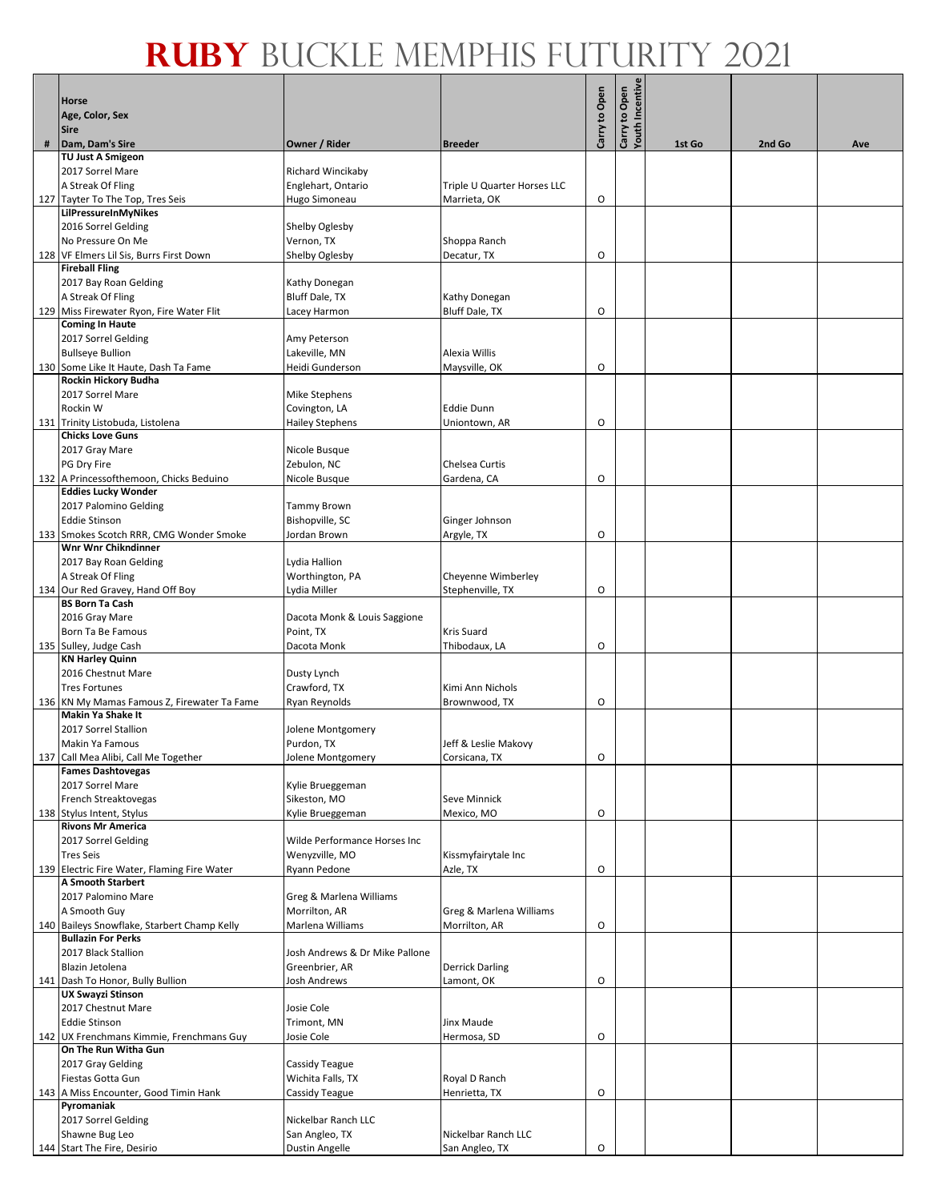# RUBY BUCKLE MEMPHIS FUTURITY 2021

| # | Horse<br>Age, Color, Sex<br>Sire<br>Dam, Dam's Sire | Owner / Rider | Breeder | Carry to Open | Carry to Open Youth Incentive | 1st Go | 2nd Go | Ave |
|---|---|---|---|---|---|---|---|---|
| 127 | **TU Just A Smigeon**<br>2017 Sorrel Mare<br>A Streak Of Fling<br>Tayter To The Top, Tres Seis | Richard Wincikaby<br>Englehart, Ontario<br>Hugo Simoneau | Triple U Quarter Horses LLC<br>Marrieta, OK | O | | | | |
| 128 | **LilPressureInMyNikes**<br>2016 Sorrel Gelding<br>No Pressure On Me<br>VF Elmers Lil Sis, Burrs First Down | Shelby Oglesby<br>Vernon, TX<br>Shelby Oglesby | Shoppa Ranch<br>Decatur, TX | O | | | | |
| 129 | **Fireball Fling**<br>2017 Bay Roan Gelding<br>A Streak Of Fling<br>Miss Firewater Ryon, Fire Water Flit | Kathy Donegan<br>Bluff Dale, TX<br>Lacey Harmon | Kathy Donegan<br>Bluff Dale, TX | O | | | | |
| 130 | **Coming In Haute**<br>2017 Sorrel Gelding<br>Bullseye Bullion<br>Some Like It Haute, Dash Ta Fame | Amy Peterson<br>Lakeville, MN<br>Heidi Gunderson | Alexia Willis<br>Maysville, OK | O | | | | |
| 131 | **Rockin Hickory Budha**<br>2017 Sorrel Mare<br>Rockin W<br>Trinity Listobuda, Listolena | Mike Stephens<br>Covington, LA<br>Hailey Stephens | Eddie Dunn<br>Uniontown, AR | O | | | | |
| 132 | **Chicks Love Guns**<br>2017 Gray Mare<br>PG Dry Fire<br>A Princessofthemoon, Chicks Beduino | Nicole Busque<br>Zebulon, NC<br>Nicole Busque | Chelsea Curtis<br>Gardena, CA | O | | | | |
| 133 | **Eddies Lucky Wonder**<br>2017 Palomino Gelding<br>Eddie Stinson<br>Smokes Scotch RRR, CMG Wonder Smoke | Tammy Brown<br>Bishopville, SC<br>Jordan Brown | Ginger Johnson<br>Argyle, TX | O | | | | |
| 134 | **Wnr Wnr Chikndinner**<br>2017 Bay Roan Gelding<br>A Streak Of Fling<br>Our Red Gravey, Hand Off Boy | Lydia Hallion<br>Worthington, PA<br>Lydia Miller | Cheyenne Wimberley<br>Stephenville, TX | O | | | | |
| 135 | **BS Born Ta Cash**<br>2016 Gray Mare<br>Born Ta Be Famous<br>Sulley, Judge Cash | Dacota Monk & Louis Saggione<br>Point, TX<br>Dacota Monk | Kris Suard<br>Thibodaux, LA | O | | | | |
| 136 | **KN Harley Quinn**<br>2016 Chestnut Mare<br>Tres Fortunes<br>KN My Mamas Famous Z, Firewater Ta Fame | Dusty Lynch<br>Crawford, TX<br>Ryan Reynolds | Kimi Ann Nichols<br>Brownwood, TX | O | | | | |
| 137 | **Makin Ya Shake It**<br>2017 Sorrel Stallion<br>Makin Ya Famous<br>Call Mea Alibi, Call Me Together | Jolene Montgomery<br>Purdon, TX<br>Jolene Montgomery | Jeff & Leslie Makovy<br>Corsicana, TX | O | | | | |
| 138 | **Fames Dashtovegas**<br>2017 Sorrel Mare<br>French Streaktovegas<br>Stylus Intent, Stylus | Kylie Brueggeman<br>Sikeston, MO<br>Kylie Brueggeman | Seve Minnick<br>Mexico, MO | O | | | | |
| 139 | **Rivons Mr America**<br>2017 Sorrel Gelding<br>Tres Seis<br>Electric Fire Water, Flaming Fire Water | Wilde Performance Horses Inc<br>Wenyzville, MO<br>Ryann Pedone | Kissmyfairytale Inc<br>Azle, TX | O | | | | |
| 140 | **A Smooth Starbert**<br>2017 Palomino Mare<br>A Smooth Guy<br>Baileys Snowflake, Starbert Champ Kelly | Greg & Marlena Williams<br>Morrilton, AR<br>Marlena Williams | Greg & Marlena Williams<br>Morrilton, AR | O | | | | |
| 141 | **Bullazin For Perks**<br>2017 Black Stallion<br>Blazin Jetolena<br>Dash To Honor, Bully Bullion | Josh Andrews & Dr Mike Pallone<br>Greenbrier, AR<br>Josh Andrews | Derrick Darling<br>Lamont, OK | O | | | | |
| 142 | **UX Swayzi Stinson**<br>2017 Chestnut Mare<br>Eddie Stinson<br>UX Frenchmans Kimmie, Frenchmans Guy | Josie Cole<br>Trimont, MN<br>Josie Cole | Jinx Maude<br>Hermosa, SD | O | | | | |
| 143 | **On The Run Witha Gun**<br>2017 Gray Gelding<br>Fiestas Gotta Gun<br>A Miss Encounter, Good Timin Hank | Cassidy Teague<br>Wichita Falls, TX<br>Cassidy Teague | Royal D Ranch<br>Henrietta, TX | O | | | | |
| 144 | **Pyromaniak**<br>2017 Sorrel Gelding<br>Shawne Bug Leo<br>Start The Fire, Desirio | Nickelbar Ranch LLC<br>San Angleo, TX<br>Dustin Angelle | Nickelbar Ranch LLC<br>San Angleo, TX | O | | | | |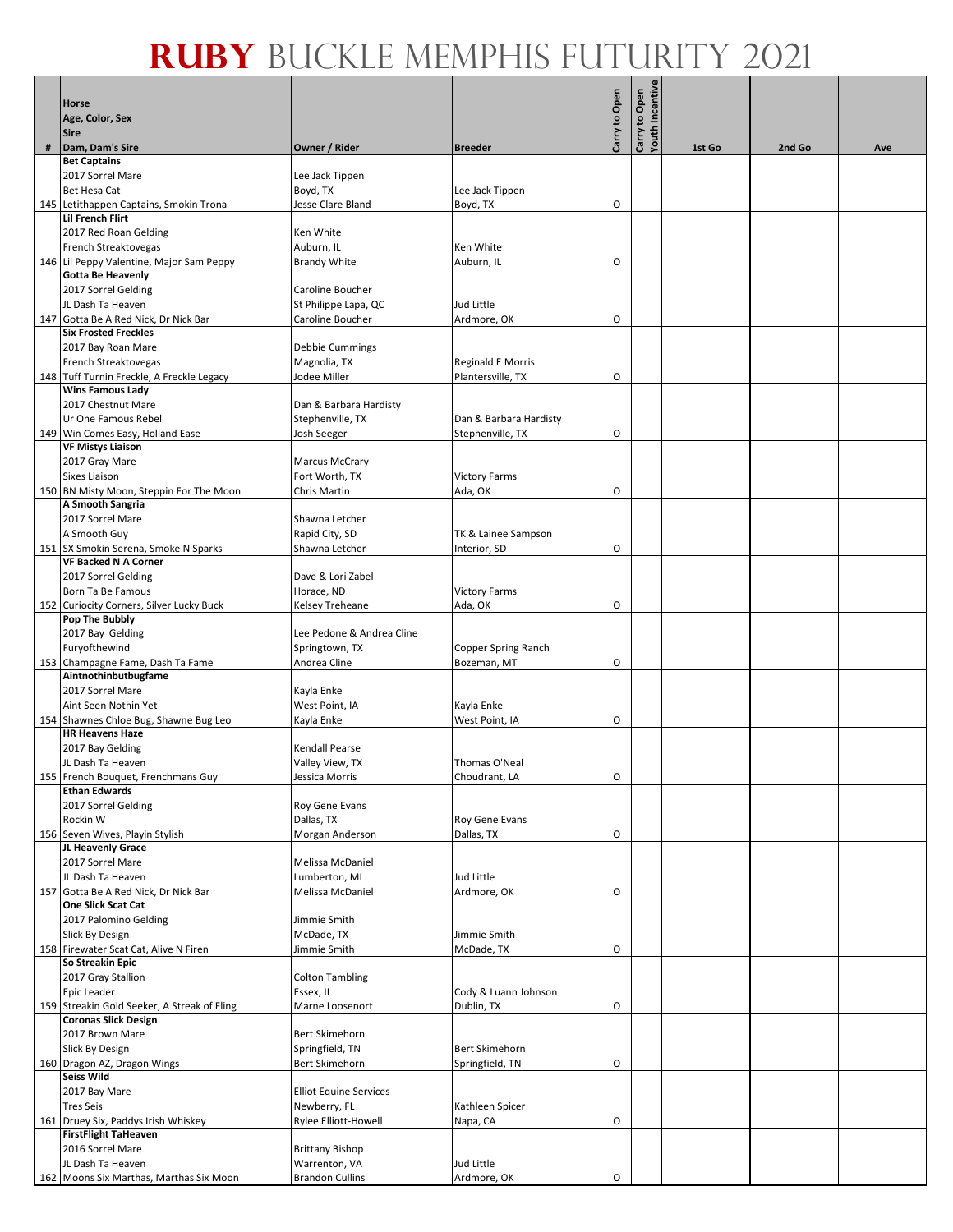# RUBY BUCKLE MEMPHIS FUTURITY 2021

| # | Horse<br>Age, Color, Sex<br>Sire<br>Dam, Dam's Sire | Owner / Rider | Breeder | Carry to Open | Carry to Open Youth Incentive | 1st Go | 2nd Go | Ave |
|---|---|---|---|---|---|---|---|---|
| 145 | **Bet Captains**<br>2017 Sorrel Mare<br>Bet Hesa Cat<br>Letithappen Captains, Smokin Trona | Lee Jack Tippen<br>Boyd, TX<br>Jesse Clare Bland | Lee Jack Tippen<br>Boyd, TX | O | | | | |
| 146 | **Lil French Flirt**<br>2017 Red Roan Gelding<br>French Streaktovegas<br>Lil Peppy Valentine, Major Sam Peppy | Ken White<br>Auburn, IL<br>Brandy White | Ken White<br>Auburn, IL | O | | | | |
| 147 | **Gotta Be Heavenly**<br>2017 Sorrel Gelding<br>JL Dash Ta Heaven<br>Gotta Be A Red Nick, Dr Nick Bar | Caroline Boucher<br>St Philippe Lapa, QC<br>Caroline Boucher | Jud Little<br>Ardmore, OK | O | | | | |
| 148 | **Six Frosted Freckles**<br>2017 Bay Roan Mare<br>French Streaktovegas<br>Tuff Turnin Freckle, A Freckle Legacy | Debbie Cummings<br>Magnolia, TX<br>Jodee Miller | Reginald E Morris<br>Plantersville, TX | O | | | | |
| 149 | **Wins Famous Lady**<br>2017 Chestnut Mare<br>Ur One Famous Rebel<br>Win Comes Easy, Holland Ease | Dan & Barbara Hardisty<br>Stephenville, TX<br>Josh Seeger | Dan & Barbara Hardisty<br>Stephenville, TX | O | | | | |
| 150 | **VF Mistys Liaison**<br>2017 Gray Mare<br>Sixes Liaison<br>BN Misty Moon, Steppin For The Moon | Marcus McCrary<br>Fort Worth, TX<br>Chris Martin | Victory Farms<br>Ada, OK | O | | | | |
| 151 | **A Smooth Sangria**<br>2017 Sorrel Mare<br>A Smooth Guy<br>SX Smokin Serena, Smoke N Sparks | Shawna Letcher<br>Rapid City, SD<br>Shawna Letcher | TK & Lainee Sampson<br>Interior, SD | O | | | | |
| 152 | **VF Backed N A Corner**<br>2017 Sorrel Gelding<br>Born Ta Be Famous<br>Curiocity Corners, Silver Lucky Buck | Dave & Lori Zabel<br>Horace, ND<br>Kelsey Treheane | Victory Farms<br>Ada, OK | O | | | | |
| 153 | **Pop The Bubbly**<br>2017 Bay Gelding<br>Furyofthewind<br>Champagne Fame, Dash Ta Fame | Lee Pedone & Andrea Cline<br>Springtown, TX<br>Andrea Cline | Copper Spring Ranch<br>Bozeman, MT | O | | | | |
| 154 | **Aintnothinbutbugfame**<br>2017 Sorrel Mare<br>Aint Seen Nothin Yet<br>Shawnes Chloe Bug, Shawne Bug Leo | Kayla Enke<br>West Point, IA<br>Kayla Enke | Kayla Enke<br>West Point, IA | O | | | | |
| 155 | **HR Heavens Haze**<br>2017 Bay Gelding<br>JL Dash Ta Heaven<br>French Bouquet, Frenchmans Guy | Kendall Pearse<br>Valley View, TX<br>Jessica Morris | Thomas O'Neal<br>Choudrant, LA | O | | | | |
| 156 | **Ethan Edwards**<br>2017 Sorrel Gelding<br>Rockin W<br>Seven Wives, Playin Stylish | Roy Gene Evans<br>Dallas, TX<br>Morgan Anderson | Roy Gene Evans<br>Dallas, TX | O | | | | |
| 157 | **JL Heavenly Grace**<br>2017 Sorrel Mare<br>JL Dash Ta Heaven<br>Gotta Be A Red Nick, Dr Nick Bar | Melissa McDaniel<br>Lumberton, MI<br>Melissa McDaniel | Jud Little<br>Ardmore, OK | O | | | | |
| 158 | **One Slick Scat Cat**<br>2017 Palomino Gelding<br>Slick By Design<br>Firewater Scat Cat, Alive N Firen | Jimmie Smith<br>McDade, TX<br>Jimmie Smith | Jimmie Smith<br>McDade, TX | O | | | | |
| 159 | **So Streakin Epic**<br>2017 Gray Stallion<br>Epic Leader<br>Streakin Gold Seeker, A Streak of Fling | Colton Tambling<br>Essex, IL<br>Marne Loosenort | Cody & Luann Johnson<br>Dublin, TX | O | | | | |
| 160 | **Coronas Slick Design**<br>2017 Brown Mare<br>Slick By Design<br>Dragon AZ, Dragon Wings | Bert Skimehorn<br>Springtown, TN<br>Bert Skimehorn | Bert Skimehorn<br>Springfield, TN | O | | | | |
| 161 | **Seiss Wild**<br>2017 Bay Mare<br>Tres Seis<br>Druey Six, Paddys Irish Whiskey | Elliot Equine Services<br>Newberry, FL<br>Rylee Elliott-Howell | Kathleen Spicer<br>Napa, CA | O | | | | |
| 162 | **FirstFlight TaHeaven**<br>2016 Sorrel Mare<br>JL Dash Ta Heaven<br>Moons Six Marthas, Marthas Six Moon | Brittany Bishop<br>Warrenton, VA<br>Brandon Cullins | Jud Little<br>Ardmore, OK | O | | | | |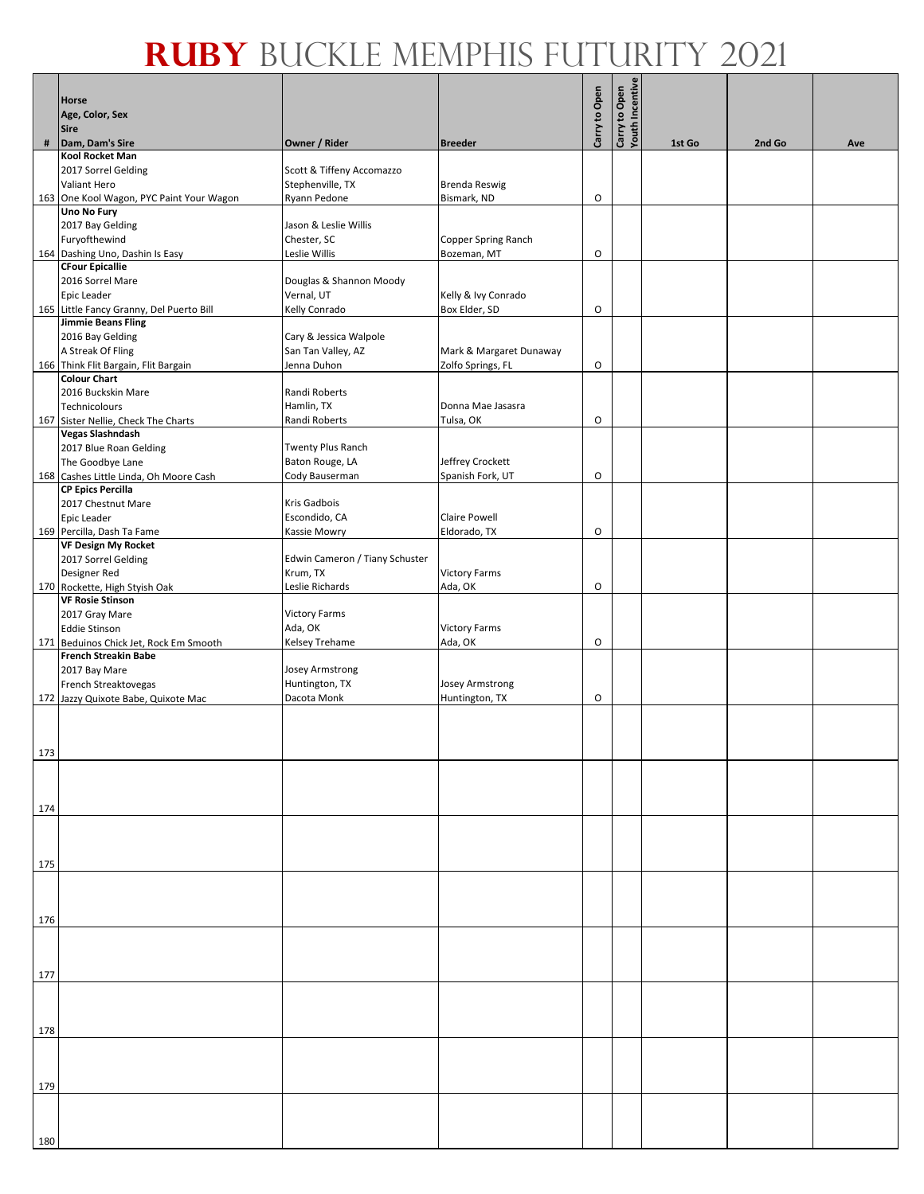# RUBY BUCKLE MEMPHIS FUTURITY 2021

| # | Horse<br>Age, Color, Sex<br>Sire<br>Dam, Dam's Sire | Owner / Rider | Breeder | Carry to Open | Carry to Open Youth Incentive | 1st Go | 2nd Go | Ave |
|---|---|---|---|---|---|---|---|---|
| 163 | **Kool Rocket Man**<br>2017 Sorrel Gelding<br>Valiant Hero<br>One Kool Wagon, PYC Paint Your Wagon | Scott & Tiffeny Accomazzo<br>Stephenville, TX<br>Ryann Pedone | Brenda Reswig<br>Bismark, ND | O | | | | |
| 164 | **Uno No Fury**<br>2017 Bay Gelding<br>Furyofthewind<br>Dashing Uno, Dashin Is Easy | Jason & Leslie Willis<br>Chester, SC<br>Leslie Willis | Copper Spring Ranch<br>Bozeman, MT | O | | | | |
| 165 | **CFour Epicallie**<br>2016 Sorrel Mare<br>Epic Leader<br>Little Fancy Granny, Del Puerto Bill | Douglas & Shannon Moody<br>Vernal, UT<br>Kelly Conrado | Kelly & Ivy Conrado<br>Box Elder, SD | O | | | | |
| 166 | **Jimmie Beans Fling**<br>2016 Bay Gelding<br>A Streak Of Fling<br>Think Flit Bargain, Flit Bargain | Cary & Jessica Walpole<br>San Tan Valley, AZ<br>Jenna Duhon | Mark & Margaret Dunaway<br>Zolfo Springs, FL | O | | | | |
| 167 | **Colour Chart**<br>2016 Buckskin Mare<br>Technicolours<br>Sister Nellie, Check The Charts | Randi Roberts<br>Hamlin, TX<br>Randi Roberts | Donna Mae Jasasra<br>Tulsa, OK | O | | | | |
| 168 | **Vegas Slashndash**<br>2017 Blue Roan Gelding<br>The Goodbye Lane<br>Cashes Little Linda, Oh Moore Cash | Twenty Plus Ranch<br>Baton Rouge, LA<br>Cody Bauserman | Jeffrey Crockett<br>Spanish Fork, UT | O | | | | |
| 169 | **CP Epics Percilla**<br>2017 Chestnut Mare<br>Epic Leader<br>Percilla, Dash Ta Fame | Kris Gadbois<br>Escondido, CA<br>Kassie Mowry | Claire Powell<br>Eldorado, TX | O | | | | |
| 170 | **VF Design My Rocket**<br>2017 Sorrel Gelding<br>Designer Red<br>Rockette, High Styish Oak | Edwin Cameron / Tiany Schuster<br>Krum, TX<br>Leslie Richards | Victory Farms<br>Ada, OK | O | | | | |
| 171 | **VF Rosie Stinson**<br>2017 Gray Mare<br>Eddie Stinson<br>Beduinos Chick Jet, Rock Em Smooth | Victory Farms<br>Ada, OK<br>Kelsey Trehame | Victory Farms<br>Ada, OK | O | | | | |
| 172 | **French Streakin Babe**<br>2017 Bay Mare<br>French Streaktovegas<br>Jazzy Quixote Babe, Quixote Mac | Josey Armstrong<br>Huntington, TX<br>Dacota Monk | Josey Armstrong<br>Huntington, TX | O | | | | |
| 173 | | | | | | | | |
| 174 | | | | | | | | |
| 175 | | | | | | | | |
| 176 | | | | | | | | |
| 177 | | | | | | | | |
| 178 | | | | | | | | |
| 179 | | | | | | | | |
| 180 | | | | | | | | |